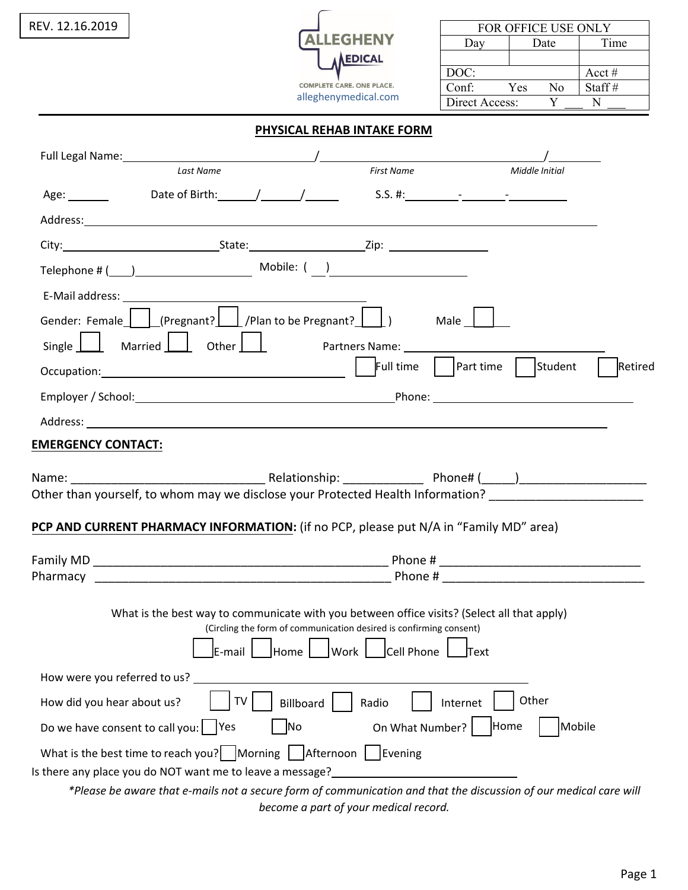REV. 12.16.2019

ALLEGHENY MEDICAL
COMPLETE CARE. ONE PLACE.
alleghenymedical.com

| FOR OFFICE USE ONLY | | |
|---|---|---|
| Day | Date | Time |
| | | |
| DOC: | | Acct # |
| Conf: Yes No | | Staff # |
| Direct Access: Y ___ N ___ | | |

## PHYSICAL REHAB INTAKE FORM

Full Legal Name: ______________________ / ______________________ / ________
*Last Name* *First Name* *Middle Initial*

Age: ______ Date of Birth: _____/_____/_____ S.S. #: ________-_______-________

Address: ____________________________________________________________

City: ______________________ State: ________________ Zip: ______________

Telephone # (___) ________________ Mobile: ( __ ) ____________________

E-Mail address: ____________________________________

Gender: Female ☐ (Pregnant? ☐ /Plan to be Pregnant? ☐ ) Male ☐

Single ☐ Married ☐ Other ☐ Partners Name: ____________________________

Occupation: ________________________________ ☐ Full time ☐ Part time ☐ Student ☐ Retired

Employer / School: ______________________________________ Phone: ______________________________

Address: ____________________________________________________________

**EMERGENCY CONTACT:**

Name: ______________________________ Relationship: ____________ Phone# (_____)___________________

Other than yourself, to whom may we disclose your Protected Health Information? _______________________

**PCP AND CURRENT PHARMACY INFORMATION:** (if no PCP, please put N/A in "Family MD" area)

Family MD _____________________________________________ Phone # ______________________________

Pharmacy _____________________________________________ Phone # ______________________________

What is the best way to communicate with you between office visits? (Select all that apply)
(Circling the form of communication desired is confirming consent)

☐ E-mail ☐ Home ☐ Work ☐ Cell Phone ☐ Text

How were you referred to us? ____________________________________________________

How did you hear about us? ☐ TV ☐ Billboard ☐ Radio ☐ Internet ☐ Other

Do we have consent to call you: ☐ Yes ☐ No On What Number? ☐ Home ☐ Mobile

What is the best time to reach you? ☐ Morning ☐ Afternoon ☐ Evening

Is there any place you do NOT want me to leave a message? ______________________________

*\*Please be aware that e-mails not a secure form of communication and that the discussion of our medical care will become a part of your medical record.*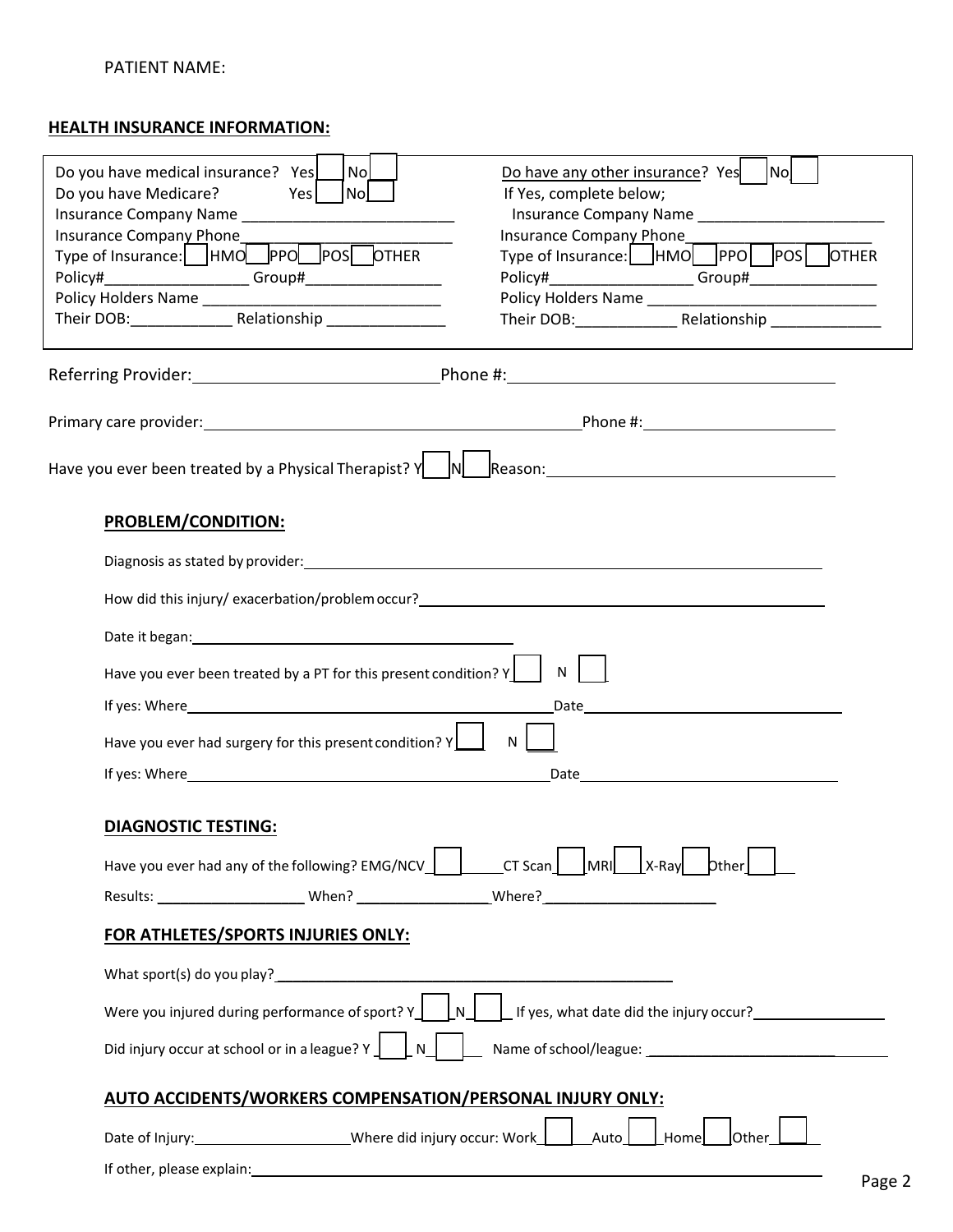PATIENT NAME:

## HEALTH INSURANCE INFORMATION:

Do you have medical insurance? Yes ☐ No ☐
Do you have Medicare? Yes ☐ No ☐
Insurance Company Name ___________________________
Insurance Company Phone___________________________
Type of Insurance: ☐ HMO ☐ PPO ☐ POS ☐ OTHER
Policy#_________________ Group#________________
Policy Holders Name ______________________________
Their DOB:____________ Relationship ______________

Do have any other insurance? Yes ☐ No ☐
If Yes, complete below;
Insurance Company Name _______________________
Insurance Company Phone_______________________
Type of Insurance: ☐ HMO ☐ PPO ☐ POS ☐ OTHER
Policy#_________________ Group#_______________
Policy Holders Name ____________________________
Their DOB:____________ Relationship _____________

Referring Provider:____________________________ Phone #:_____________________________________

Primary care provider:_____________________________________________ Phone #:_______________________

Have you ever been treated by a Physical Therapist? Y ☐ N ☐ Reason:_________________________________

### PROBLEM/CONDITION:

Diagnosis as stated by provider:________________________________________________________________

How did this injury/ exacerbation/problem occur?_____________________________________________________

Date it began:__________________________________________

Have you ever been treated by a PT for this present condition? Y ☐ N ☐

If yes: Where______________________________________________Date__________________________________

Have you ever had surgery for this present condition? Y ☐ N ☐

If yes: Where______________________________________________Date__________________________________

### DIAGNOSTIC TESTING:

Have you ever had any of the following? EMG/NCV ☐ CT Scan ☐ MRI ☐ X-Ray ☐ Other ☐

Results: ___________________ When? _________________Where?______________________

### FOR ATHLETES/SPORTS INJURIES ONLY:

What sport(s) do you play?____________________________________________________

Were you injured during performance of sport? Y ☐ N ☐ If yes, what date did the injury occur?________________

Did injury occur at school or in a league? Y ☐ N ☐ Name of school/league: ________________________________

### AUTO ACCIDENTS/WORKERS COMPENSATION/PERSONAL INJURY ONLY:

Date of Injury:____________________Where did injury occur: Work ☐ Auto ☐ Home ☐ Other ☐

If other, please explain:________________________________________________________________________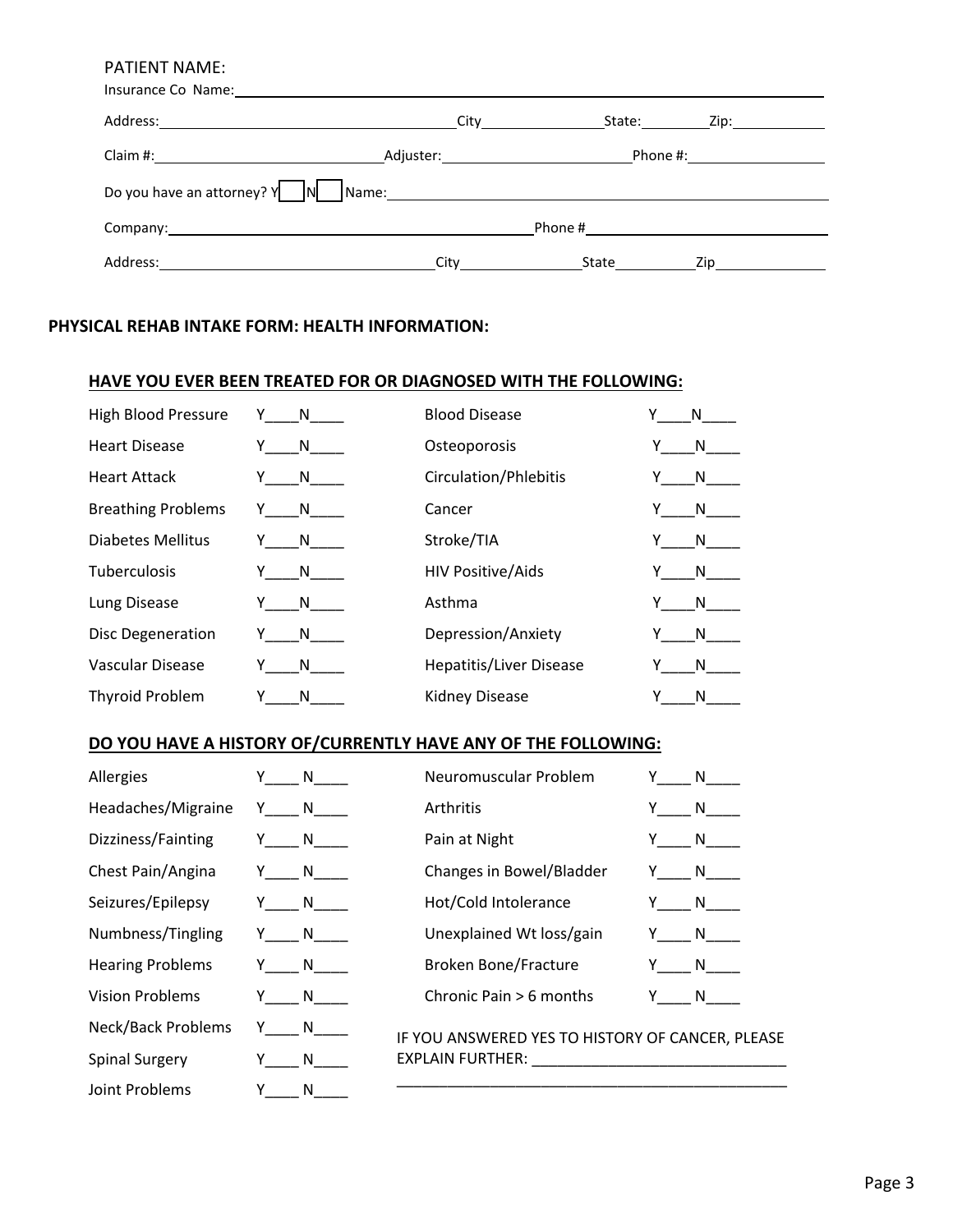PATIENT NAME:

Insurance Co Name: ____________________________________________

Address: ____________________ City ____________ State: ________ Zip: ____________

Claim #: ____________________ Adjuster: ____________________ Phone #: ____________________

Do you have an attorney? Y ☐ N ☐ Name: ____________________________________________

Company: ____________________________________________ Phone # ____________________

Address: ____________________ City ____________ State ________ Zip ____________

## PHYSICAL REHAB INTAKE FORM: HEALTH INFORMATION:

### HAVE YOU EVER BEEN TREATED FOR OR DIAGNOSED WITH THE FOLLOWING:

| Condition | | Condition | |
|---|---|---|---|
| High Blood Pressure | Y____N____ | Blood Disease | Y____N____ |
| Heart Disease | Y____N____ | Osteoporosis | Y____N____ |
| Heart Attack | Y____N____ | Circulation/Phlebitis | Y____N____ |
| Breathing Problems | Y____N____ | Cancer | Y____N____ |
| Diabetes Mellitus | Y____N____ | Stroke/TIA | Y____N____ |
| Tuberculosis | Y____N____ | HIV Positive/Aids | Y____N____ |
| Lung Disease | Y____N____ | Asthma | Y____N____ |
| Disc Degeneration | Y____N____ | Depression/Anxiety | Y____N____ |
| Vascular Disease | Y____N____ | Hepatitis/Liver Disease | Y____N____ |
| Thyroid Problem | Y____N____ | Kidney Disease | Y____N____ |

### DO YOU HAVE A HISTORY OF/CURRENTLY HAVE ANY OF THE FOLLOWING:

| Condition | | Condition | |
|---|---|---|---|
| Allergies | Y____ N____ | Neuromuscular Problem | Y____ N____ |
| Headaches/Migraine | Y____ N____ | Arthritis | Y____ N____ |
| Dizziness/Fainting | Y____ N____ | Pain at Night | Y____ N____ |
| Chest Pain/Angina | Y____ N____ | Changes in Bowel/Bladder | Y____ N____ |
| Seizures/Epilepsy | Y____ N____ | Hot/Cold Intolerance | Y____ N____ |
| Numbness/Tingling | Y____ N____ | Unexplained Wt loss/gain | Y____ N____ |
| Hearing Problems | Y____ N____ | Broken Bone/Fracture | Y____ N____ |
| Vision Problems | Y____ N____ | Chronic Pain > 6 months | Y____ N____ |
| Neck/Back Problems | Y____ N____ | | |
| Spinal Surgery | Y____ N____ | | |
| Joint Problems | Y____ N____ | | |

IF YOU ANSWERED YES TO HISTORY OF CANCER, PLEASE EXPLAIN FURTHER: ______________________________

_______________________________________________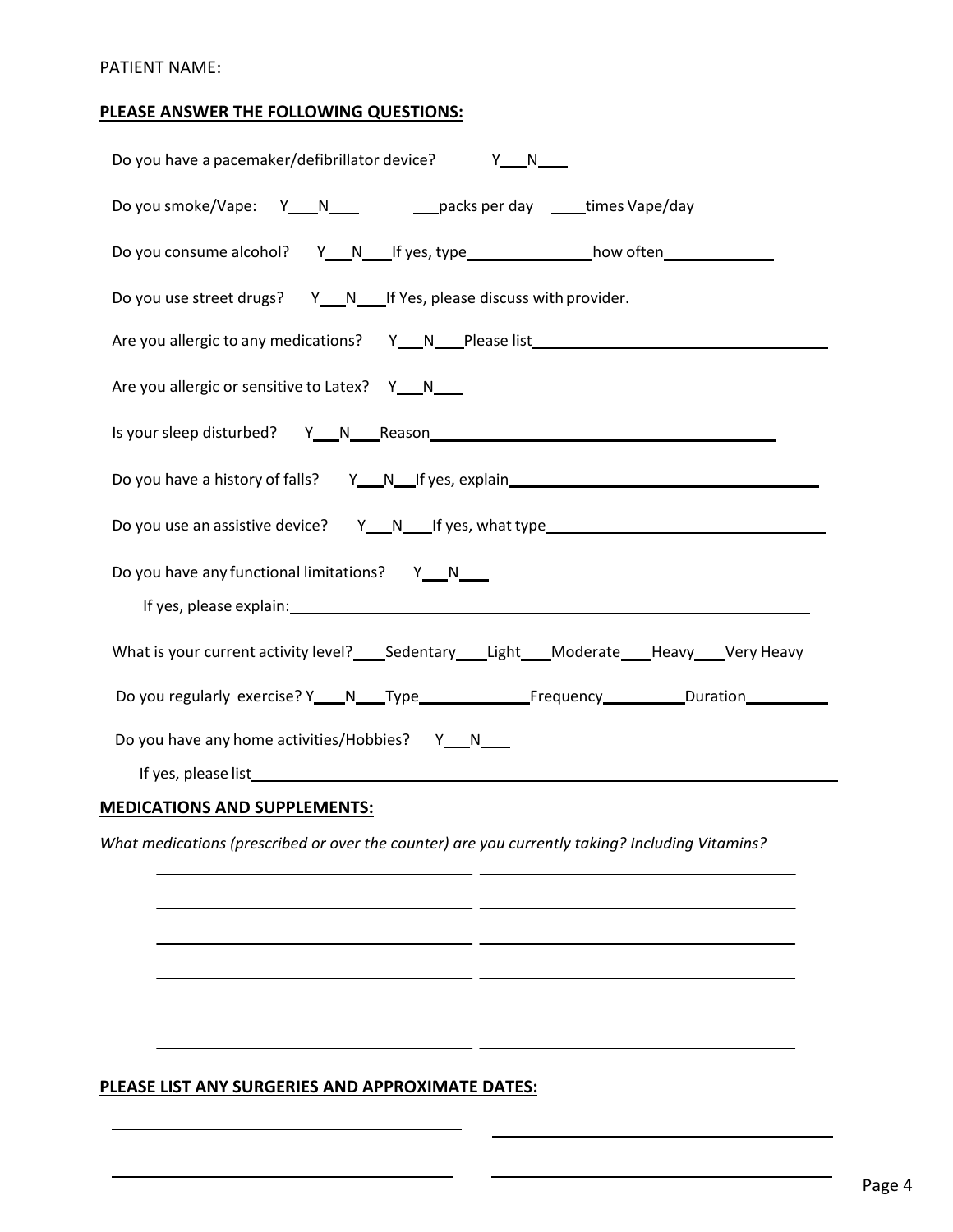PATIENT NAME:

**PLEASE ANSWER THE FOLLOWING QUESTIONS:**

Do you have a pacemaker/defibrillator device? Y___N___

Do you smoke/Vape: Y___N___ ___packs per day ____times Vape/day

Do you consume alcohol? Y___N___If yes, type_______________how often_____________

Do you use street drugs? Y___N___If Yes, please discuss with provider.

Are you allergic to any medications? Y___N___Please list___________________________________

Are you allergic or sensitive to Latex? Y___N___

Is your sleep disturbed? Y___N___Reason__________________________________________

Do you have a history of falls? Y___N___If yes, explain_____________________________________

Do you use an assistive device? Y___N___If yes, what type_________________________________

Do you have any functional limitations? Y___N___

If yes, please explain:_____________________________________________________________

What is your current activity level?____Sedentary____Light____Moderate____Heavy____Very Heavy

Do you regularly exercise? Y___N___Type_____________Frequency__________Duration__________

Do you have any home activities/Hobbies? Y___N___

If yes, please list_________________________________________________________________

**MEDICATIONS AND SUPPLEMENTS:**

*What medications (prescribed or over the counter) are you currently taking? Including Vitamins?*

______________________________ ______________________________

______________________________ ______________________________

______________________________ ______________________________

______________________________ ______________________________

______________________________ ______________________________

______________________________ ______________________________

**PLEASE LIST ANY SURGERIES AND APPROXIMATE DATES:**

______________________________ ______________________________

______________________________ ______________________________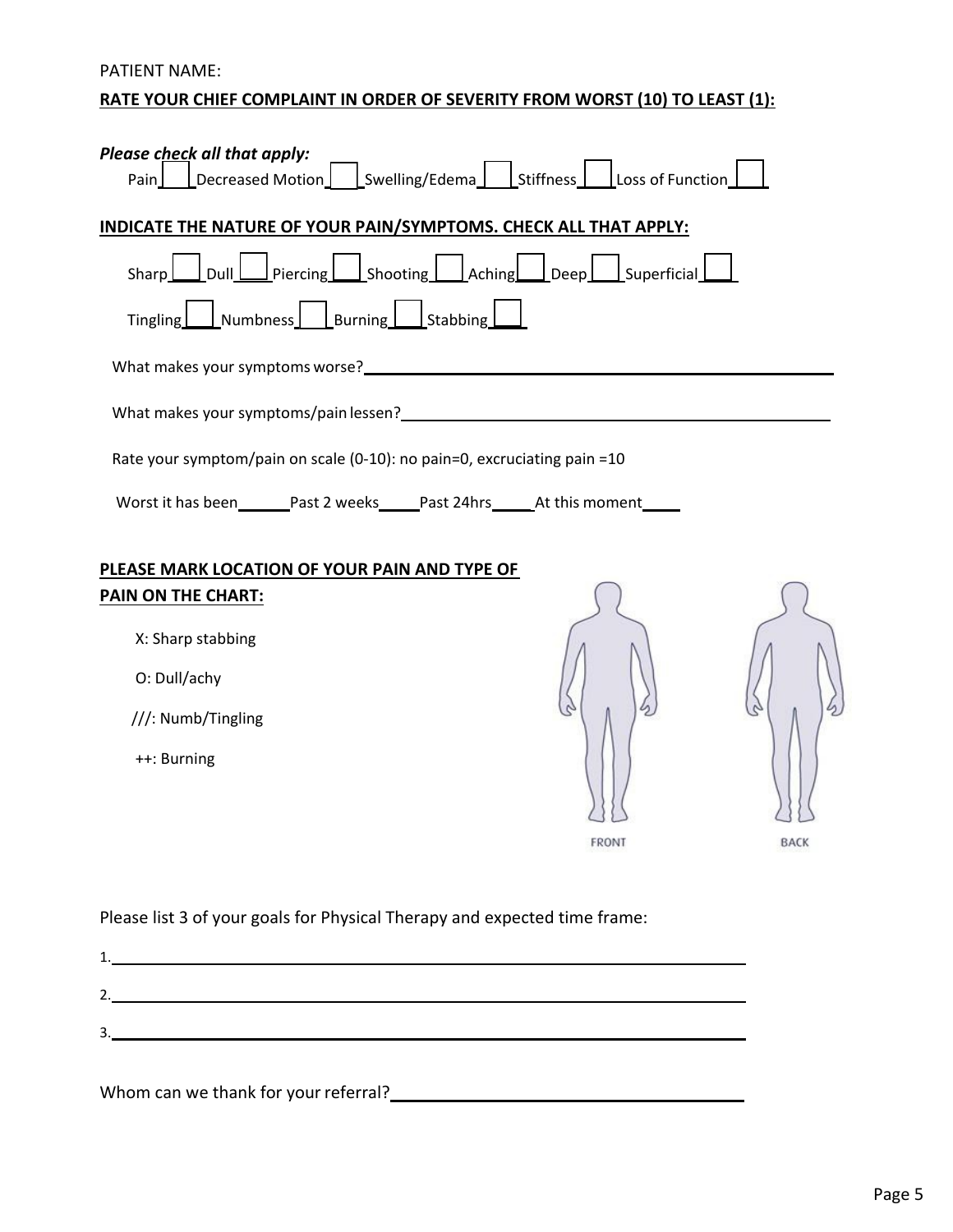PATIENT NAME:

**RATE YOUR CHIEF COMPLAINT IN ORDER OF SEVERITY FROM WORST (10) TO LEAST (1):**

***Please check all that apply:***

Pain ☐ Decreased Motion ☐ Swelling/Edema ☐ Stiffness ☐ Loss of Function ☐

**INDICATE THE NATURE OF YOUR PAIN/SYMPTOMS. CHECK ALL THAT APPLY:**

Sharp ☐ Dull ☐ Piercing ☐ Shooting ☐ Aching ☐ Deep ☐ Superficial ☐

Tingling ☐ Numbness ☐ Burning ☐ Stabbing ☐

What makes your symptoms worse? ____________________

What makes your symptoms/pain lessen? ____________________

Rate your symptom/pain on scale (0-10): no pain=0, excruciating pain =10

Worst it has been______ Past 2 weeks_____ Past 24hrs_____ At this moment____

**PLEASE MARK LOCATION OF YOUR PAIN AND TYPE OF PAIN ON THE CHART:**

X: Sharp stabbing

O: Dull/achy

///: Numb/Tingling

++: Burning

FRONT BACK

Please list 3 of your goals for Physical Therapy and expected time frame:

1. ____________________

2. ____________________

3. ____________________

Whom can we thank for your referral? ____________________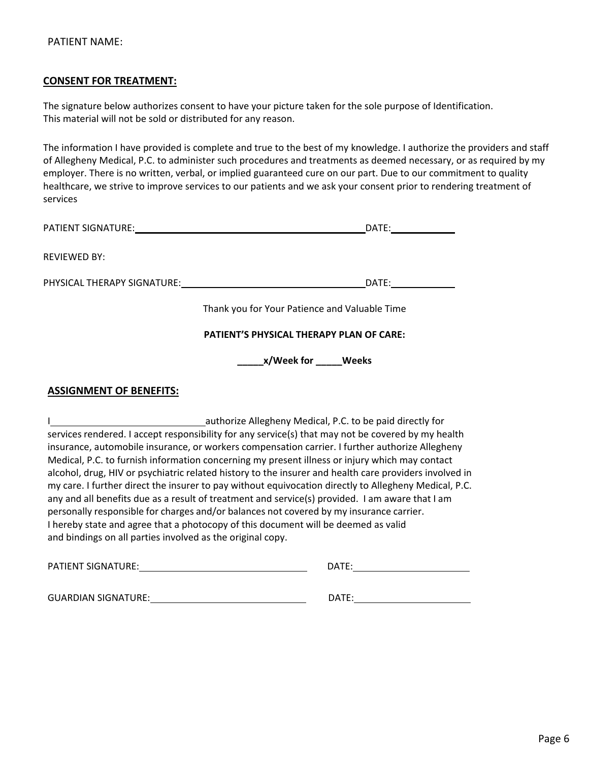PATIENT NAME:

## **CONSENT FOR TREATMENT:**

The signature below authorizes consent to have your picture taken for the sole purpose of Identification.
This material will not be sold or distributed for any reason.

The information I have provided is complete and true to the best of my knowledge. I authorize the providers and staff of Allegheny Medical, P.C. to administer such procedures and treatments as deemed necessary, or as required by my employer. There is no written, verbal, or implied guaranteed cure on our part. Due to our commitment to quality healthcare, we strive to improve services to our patients and we ask your consent prior to rendering treatment of services

PATIENT SIGNATURE:_____________________________________________ DATE:____________

REVIEWED BY:

PHYSICAL THERAPY SIGNATURE:___________________________________ DATE:____________

Thank you for Your Patience and Valuable Time

**PATIENT'S PHYSICAL THERAPY PLAN OF CARE:**

**_____x/Week for _____Weeks**

## **ASSIGNMENT OF BENEFITS:**

I______________________________authorize Allegheny Medical, P.C. to be paid directly for services rendered. I accept responsibility for any service(s) that may not be covered by my health insurance, automobile insurance, or workers compensation carrier. I further authorize Allegheny Medical, P.C. to furnish information concerning my present illness or injury which may contact alcohol, drug, HIV or psychiatric related history to the insurer and health care providers involved in my care. I further direct the insurer to pay without equivocation directly to Allegheny Medical, P.C. any and all benefits due as a result of treatment and service(s) provided. I am aware that I am personally responsible for charges and/or balances not covered by my insurance carrier. I hereby state and agree that a photocopy of this document will be deemed as valid and bindings on all parties involved as the original copy.

PATIENT SIGNATURE:_______________________________ DATE:______________________

GUARDIAN SIGNATURE:_____________________________ DATE:______________________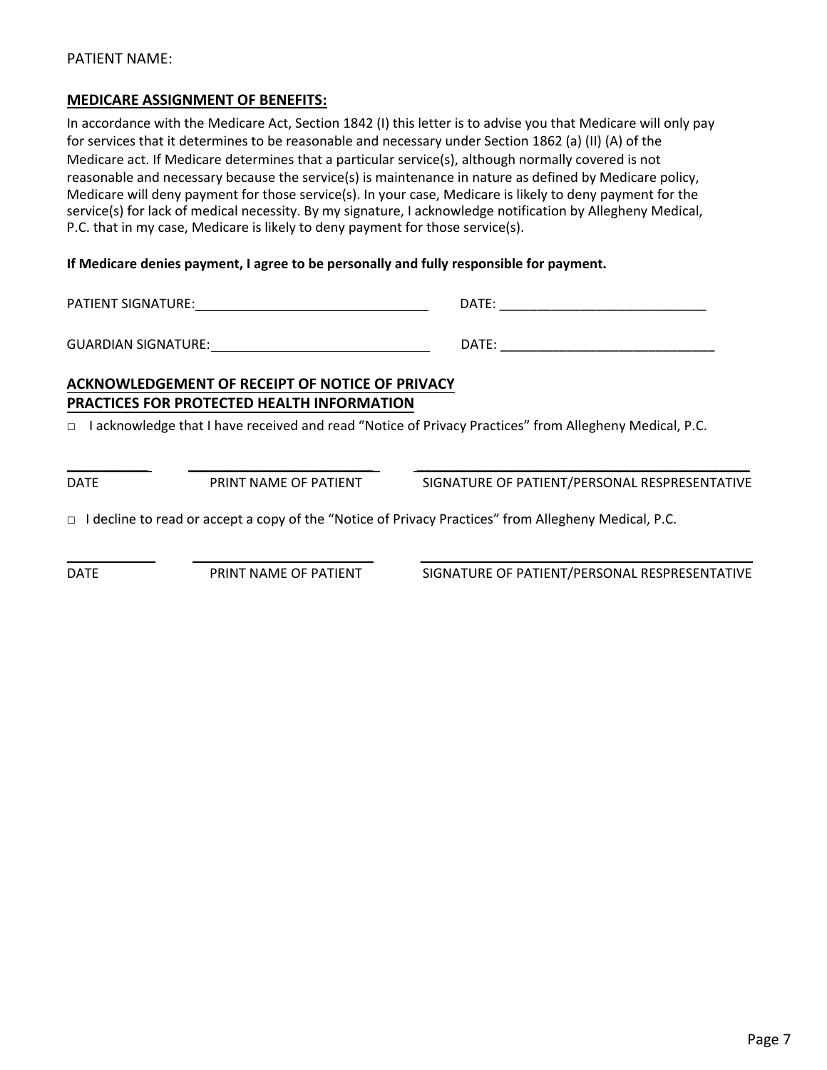PATIENT NAME:

## MEDICARE ASSIGNMENT OF BENEFITS:

In accordance with the Medicare Act, Section 1842 (I) this letter is to advise you that Medicare will only pay for services that it determines to be reasonable and necessary under Section 1862 (a) (II) (A) of the Medicare act. If Medicare determines that a particular service(s), although normally covered is not reasonable and necessary because the service(s) is maintenance in nature as defined by Medicare policy, Medicare will deny payment for those service(s). In your case, Medicare is likely to deny payment for the service(s) for lack of medical necessity. By my signature, I acknowledge notification by Allegheny Medical, P.C. that in my case, Medicare is likely to deny payment for those service(s).

**If Medicare denies payment, I agree to be personally and fully responsible for payment.**

PATIENT SIGNATURE: ______________________________ DATE: ______________________________

GUARDIAN SIGNATURE: ______________________________ DATE: ______________________________

## ACKNOWLEDGEMENT OF RECEIPT OF NOTICE OF PRIVACY PRACTICES FOR PROTECTED HEALTH INFORMATION

□ I acknowledge that I have received and read "Notice of Privacy Practices" from Allegheny Medical, P.C.

| ____________ | ______________________ | ______________________________________ |
|---|---|---|
| DATE | PRINT NAME OF PATIENT | SIGNATURE OF PATIENT/PERSONAL RESPRESENTATIVE |

□ I decline to read or accept a copy of the "Notice of Privacy Practices" from Allegheny Medical, P.C.

| ____________ | ______________________ | ______________________________________ |
|---|---|---|
| DATE | PRINT NAME OF PATIENT | SIGNATURE OF PATIENT/PERSONAL RESPRESENTATIVE |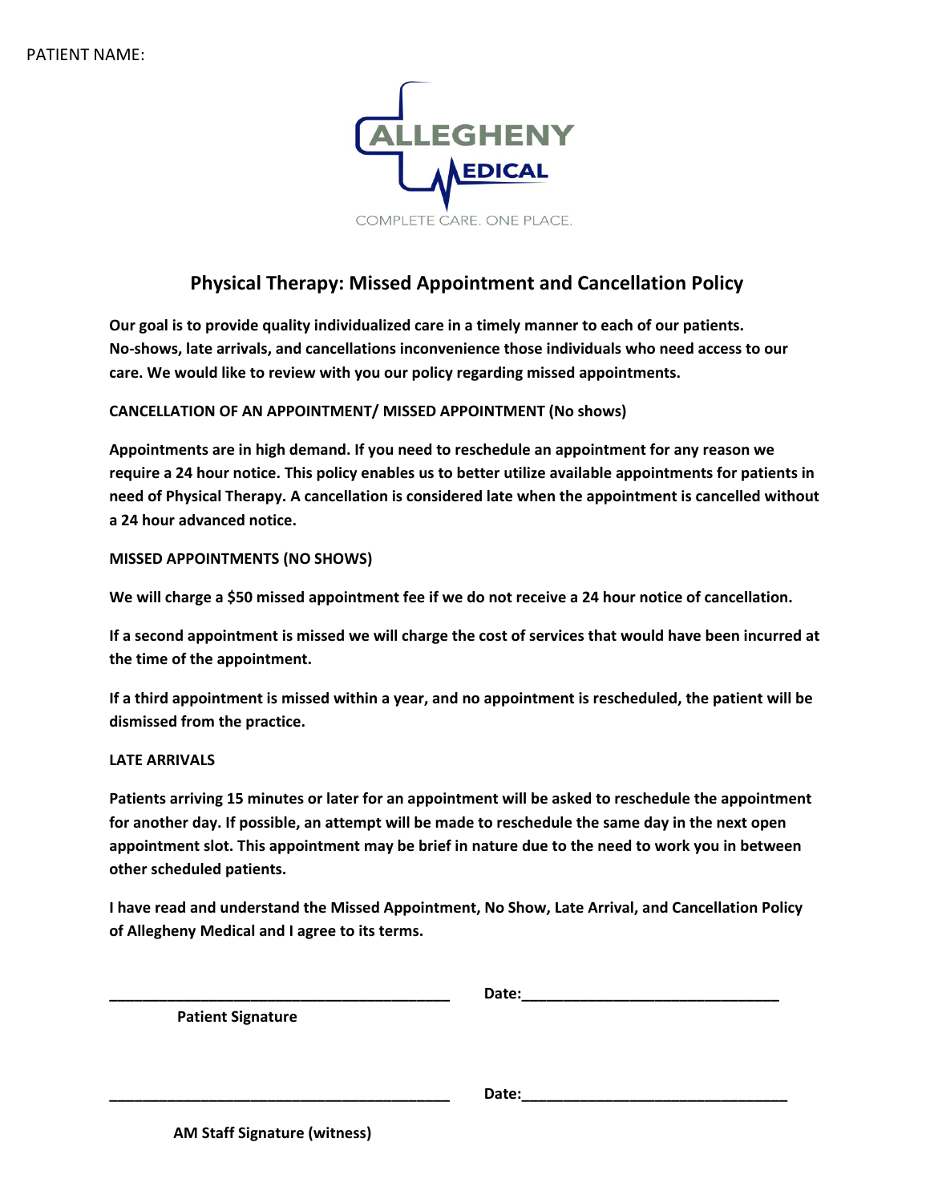PATIENT NAME:

ALLEGHENY MEDICAL

COMPLETE CARE. ONE PLACE.

## Physical Therapy: Missed Appointment and Cancellation Policy

**Our goal is to provide quality individualized care in a timely manner to each of our patients. No-shows, late arrivals, and cancellations inconvenience those individuals who need access to our care. We would like to review with you our policy regarding missed appointments.**

**CANCELLATION OF AN APPOINTMENT/ MISSED APPOINTMENT (No shows)**

**Appointments are in high demand. If you need to reschedule an appointment for any reason we require a 24 hour notice. This policy enables us to better utilize available appointments for patients in need of Physical Therapy. A cancellation is considered late when the appointment is cancelled without a 24 hour advanced notice.**

**MISSED APPOINTMENTS (NO SHOWS)**

**We will charge a $50 missed appointment fee if we do not receive a 24 hour notice of cancellation.**

**If a second appointment is missed we will charge the cost of services that would have been incurred at the time of the appointment.**

**If a third appointment is missed within a year, and no appointment is rescheduled, the patient will be dismissed from the practice.**

**LATE ARRIVALS**

**Patients arriving 15 minutes or later for an appointment will be asked to reschedule the appointment for another day. If possible, an attempt will be made to reschedule the same day in the next open appointment slot. This appointment may be brief in nature due to the need to work you in between other scheduled patients.**

**I have read and understand the Missed Appointment, No Show, Late Arrival, and Cancellation Policy of Allegheny Medical and I agree to its terms.**

______________________________________________ **Date:**________________________________

**Patient Signature**

______________________________________________ **Date:**________________________________

**AM Staff Signature (witness)**